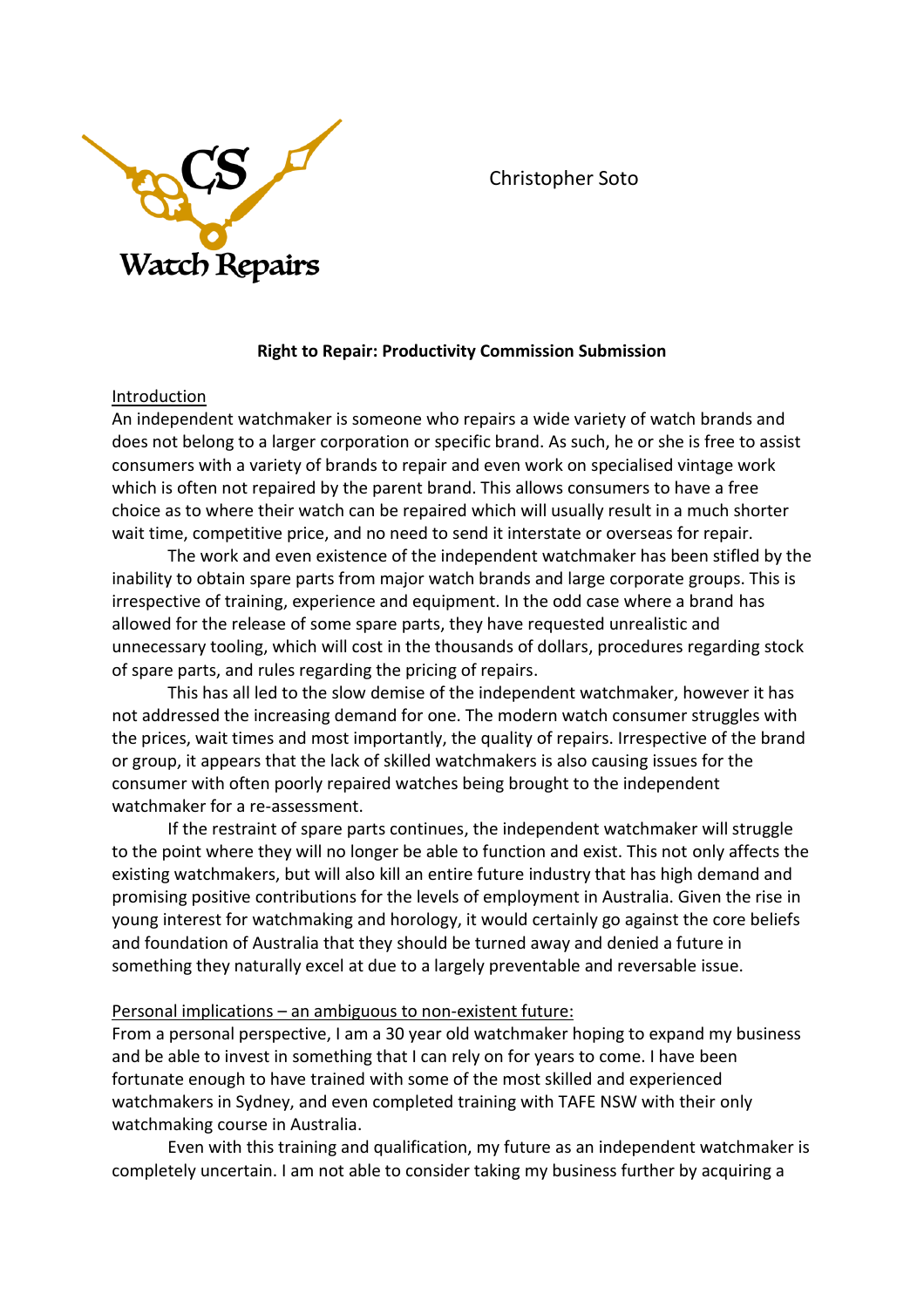CS Watch Repairs

Christopher Soto

**Right to Repair: Productivity Commission Submission**

Introduction

An independent watchmaker is someone who repairs a wide variety of watch brands and does not belong to a larger corporation or specific brand. As such, he or she is free to assist consumers with a variety of brands to repair and even work on specialised vintage work which is often not repaired by the parent brand. This allows consumers to have a free choice as to where their watch can be repaired which will usually result in a much shorter wait time, competitive price, and no need to send it interstate or overseas for repair.

The work and even existence of the independent watchmaker has been stifled by the inability to obtain spare parts from major watch brands and large corporate groups. This is irrespective of training, experience and equipment. In the odd case where a brand has allowed for the release of some spare parts, they have requested unrealistic and unnecessary tooling, which will cost in the thousands of dollars, procedures regarding stock of spare parts, and rules regarding the pricing of repairs.

This has all led to the slow demise of the independent watchmaker, however it has not addressed the increasing demand for one. The modern watch consumer struggles with the prices, wait times and most importantly, the quality of repairs. Irrespective of the brand or group, it appears that the lack of skilled watchmakers is also causing issues for the consumer with often poorly repaired watches being brought to the independent watchmaker for a re-assessment.

If the restraint of spare parts continues, the independent watchmaker will struggle to the point where they will no longer be able to function and exist. This not only affects the existing watchmakers, but will also kill an entire future industry that has high demand and promising positive contributions for the levels of employment in Australia. Given the rise in young interest for watchmaking and horology, it would certainly go against the core beliefs and foundation of Australia that they should be turned away and denied a future in something they naturally excel at due to a largely preventable and reversable issue.

Personal implications – an ambiguous to non-existent future:

From a personal perspective, I am a 30 year old watchmaker hoping to expand my business and be able to invest in something that I can rely on for years to come. I have been fortunate enough to have trained with some of the most skilled and experienced watchmakers in Sydney, and even completed training with TAFE NSW with their only watchmaking course in Australia.

Even with this training and qualification, my future as an independent watchmaker is completely uncertain. I am not able to consider taking my business further by acquiring a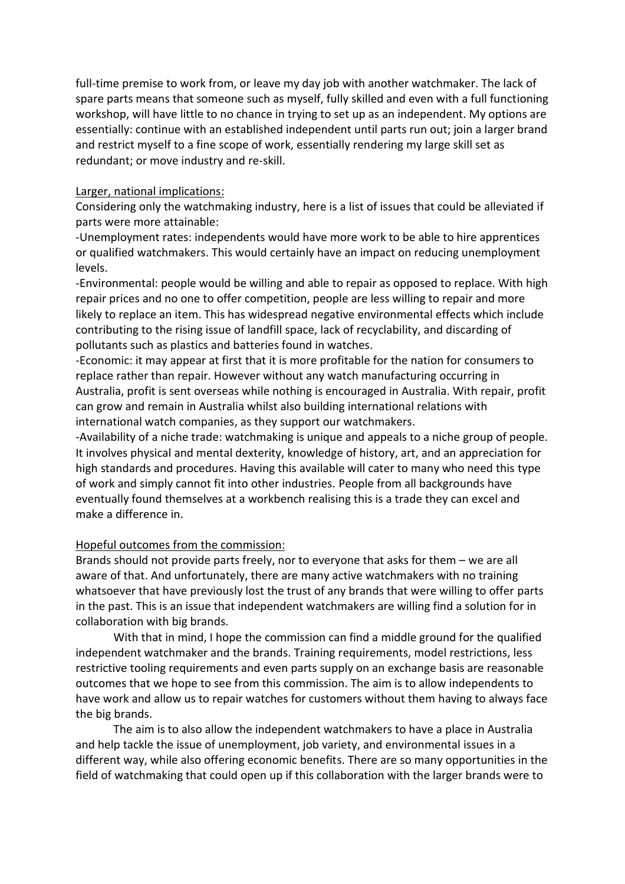full-time premise to work from, or leave my day job with another watchmaker. The lack of spare parts means that someone such as myself, fully skilled and even with a full functioning workshop, will have little to no chance in trying to set up as an independent. My options are essentially: continue with an established independent until parts run out; join a larger brand and restrict myself to a fine scope of work, essentially rendering my large skill set as redundant; or move industry and re-skill.

<u>Larger, national implications:</u>

Considering only the watchmaking industry, here is a list of issues that could be alleviated if parts were more attainable:

-Unemployment rates: independents would have more work to be able to hire apprentices or qualified watchmakers. This would certainly have an impact on reducing unemployment levels.

-Environmental: people would be willing and able to repair as opposed to replace. With high repair prices and no one to offer competition, people are less willing to repair and more likely to replace an item. This has widespread negative environmental effects which include contributing to the rising issue of landfill space, lack of recyclability, and discarding of pollutants such as plastics and batteries found in watches.

-Economic: it may appear at first that it is more profitable for the nation for consumers to replace rather than repair. However without any watch manufacturing occurring in Australia, profit is sent overseas while nothing is encouraged in Australia. With repair, profit can grow and remain in Australia whilst also building international relations with international watch companies, as they support our watchmakers.

-Availability of a niche trade: watchmaking is unique and appeals to a niche group of people. It involves physical and mental dexterity, knowledge of history, art, and an appreciation for high standards and procedures. Having this available will cater to many who need this type of work and simply cannot fit into other industries. People from all backgrounds have eventually found themselves at a workbench realising this is a trade they can excel and make a difference in.

<u>Hopeful outcomes from the commission:</u>

Brands should not provide parts freely, nor to everyone that asks for them – we are all aware of that. And unfortunately, there are many active watchmakers with no training whatsoever that have previously lost the trust of any brands that were willing to offer parts in the past. This is an issue that independent watchmakers are willing find a solution for in collaboration with big brands.

With that in mind, I hope the commission can find a middle ground for the qualified independent watchmaker and the brands. Training requirements, model restrictions, less restrictive tooling requirements and even parts supply on an exchange basis are reasonable outcomes that we hope to see from this commission. The aim is to allow independents to have work and allow us to repair watches for customers without them having to always face the big brands.

The aim is to also allow the independent watchmakers to have a place in Australia and help tackle the issue of unemployment, job variety, and environmental issues in a different way, while also offering economic benefits. There are so many opportunities in the field of watchmaking that could open up if this collaboration with the larger brands were to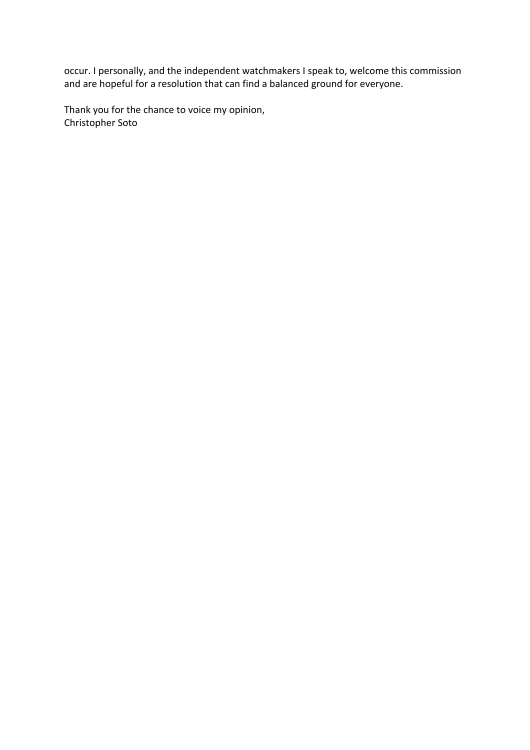occur. I personally, and the independent watchmakers I speak to, welcome this commission and are hopeful for a resolution that can find a balanced ground for everyone.

Thank you for the chance to voice my opinion,
Christopher Soto